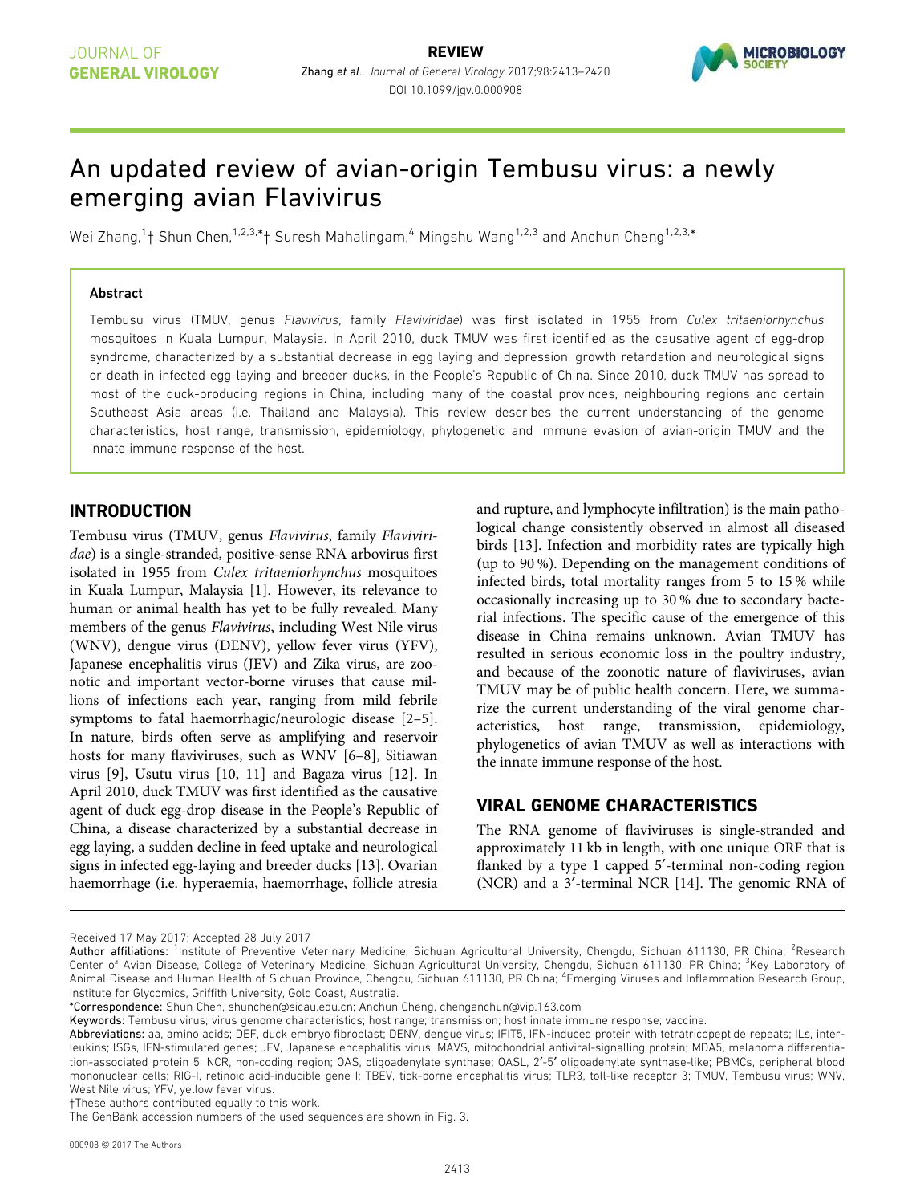# An updated review of avian-origin Tembusu virus: a newly emerging avian Flavivirus

Wei Zhang,[1]† Shun Chen,[1,2,3,*]† Suresh Mahalingam,[4] Mingshu Wang[1,2,3] and Anchun Cheng[1,2,3,*]

## Abstract

Tembusu virus (TMUV, genus *Flavivirus*, family *Flaviviridae*) was first isolated in 1955 from *Culex tritaeniorhynchus* mosquitoes in Kuala Lumpur, Malaysia. In April 2010, duck TMUV was first identified as the causative agent of egg-drop syndrome, characterized by a substantial decrease in egg laying and depression, growth retardation and neurological signs or death in infected egg-laying and breeder ducks, in the People's Republic of China. Since 2010, duck TMUV has spread to most of the duck-producing regions in China, including many of the coastal provinces, neighbouring regions and certain Southeast Asia areas (i.e. Thailand and Malaysia). This review describes the current understanding of the genome characteristics, host range, transmission, epidemiology, phylogenetic and immune evasion of avian-origin TMUV and the innate immune response of the host.

## INTRODUCTION

Tembusu virus (TMUV, genus *Flavivirus*, family *Flaviviridae*) is a single-stranded, positive-sense RNA arbovirus first isolated in 1955 from *Culex tritaeniorhynchus* mosquitoes in Kuala Lumpur, Malaysia [1]. However, its relevance to human or animal health has yet to be fully revealed. Many members of the genus *Flavivirus*, including West Nile virus (WNV), dengue virus (DENV), yellow fever virus (YFV), Japanese encephalitis virus (JEV) and Zika virus, are zoonotic and important vector-borne viruses that cause millions of infections each year, ranging from mild febrile symptoms to fatal haemorrhagic/neurologic disease [2–5]. In nature, birds often serve as amplifying and reservoir hosts for many flaviviruses, such as WNV [6–8], Sitiawan virus [9], Usutu virus [10, 11] and Bagaza virus [12]. In April 2010, duck TMUV was first identified as the causative agent of duck egg-drop disease in the People's Republic of China, a disease characterized by a substantial decrease in egg laying, a sudden decline in feed uptake and neurological signs in infected egg-laying and breeder ducks [13]. Ovarian haemorrhage (i.e. hyperaemia, haemorrhage, follicle atresia and rupture, and lymphocyte infiltration) is the main pathological change consistently observed in almost all diseased birds [13]. Infection and morbidity rates are typically high (up to 90 %). Depending on the management conditions of infected birds, total mortality ranges from 5 to 15 % while occasionally increasing up to 30 % due to secondary bacterial infections. The specific cause of the emergence of this disease in China remains unknown. Avian TMUV has resulted in serious economic loss in the poultry industry, and because of the zoonotic nature of flaviviruses, avian TMUV may be of public health concern. Here, we summarize the current understanding of the viral genome characteristics, host range, transmission, epidemiology, phylogenetics of avian TMUV as well as interactions with the innate immune response of the host.

## VIRAL GENOME CHARACTERISTICS

The RNA genome of flaviviruses is single-stranded and approximately 11 kb in length, with one unique ORF that is flanked by a type 1 capped 5′-terminal non-coding region (NCR) and a 3′-terminal NCR [14]. The genomic RNA of

---

Received 17 May 2017; Accepted 28 July 2017

**Author affiliations:** [1]Institute of Preventive Veterinary Medicine, Sichuan Agricultural University, Chengdu, Sichuan 611130, PR China; [2]Research Center of Avian Disease, College of Veterinary Medicine, Sichuan Agricultural University, Chengdu, Sichuan 611130, PR China; [3]Key Laboratory of Animal Disease and Human Health of Sichuan Province, Chengdu, Sichuan 611130, PR China; [4]Emerging Viruses and Inflammation Research Group, Institute for Glycomics, Griffith University, Gold Coast, Australia.

*Correspondence: Shun Chen, shunchen@sicau.edu.cn; Anchun Cheng, chenganchun@vip.163.com

**Keywords:** Tembusu virus; virus genome characteristics; host range; transmission; host innate immune response; vaccine.

**Abbreviations:** aa, amino acids; DEF, duck embryo fibroblast; DENV, dengue virus; IFIT5, IFN-induced protein with tetratricopeptide repeats; ILs, interleukins; ISGs, IFN-stimulated genes; JEV, Japanese encephalitis virus; MAVS, mitochondrial antiviral-signalling protein; MDA5, melanoma differentiation-associated protein 5; NCR, non-coding region; OAS, oligoadenylate synthase; OASL, 2′-5′ oligoadenylate synthase-like; PBMCs, peripheral blood mononuclear cells; RIG-I, retinoic acid-inducible gene I; TBEV, tick-borne encephalitis virus; TLR3, toll-like receptor 3; TMUV, Tembusu virus; WNV, West Nile virus; YFV, yellow fever virus.

†These authors contributed equally to this work.

The GenBank accession numbers of the used sequences are shown in Fig. 3.

000908 © 2017 The Authors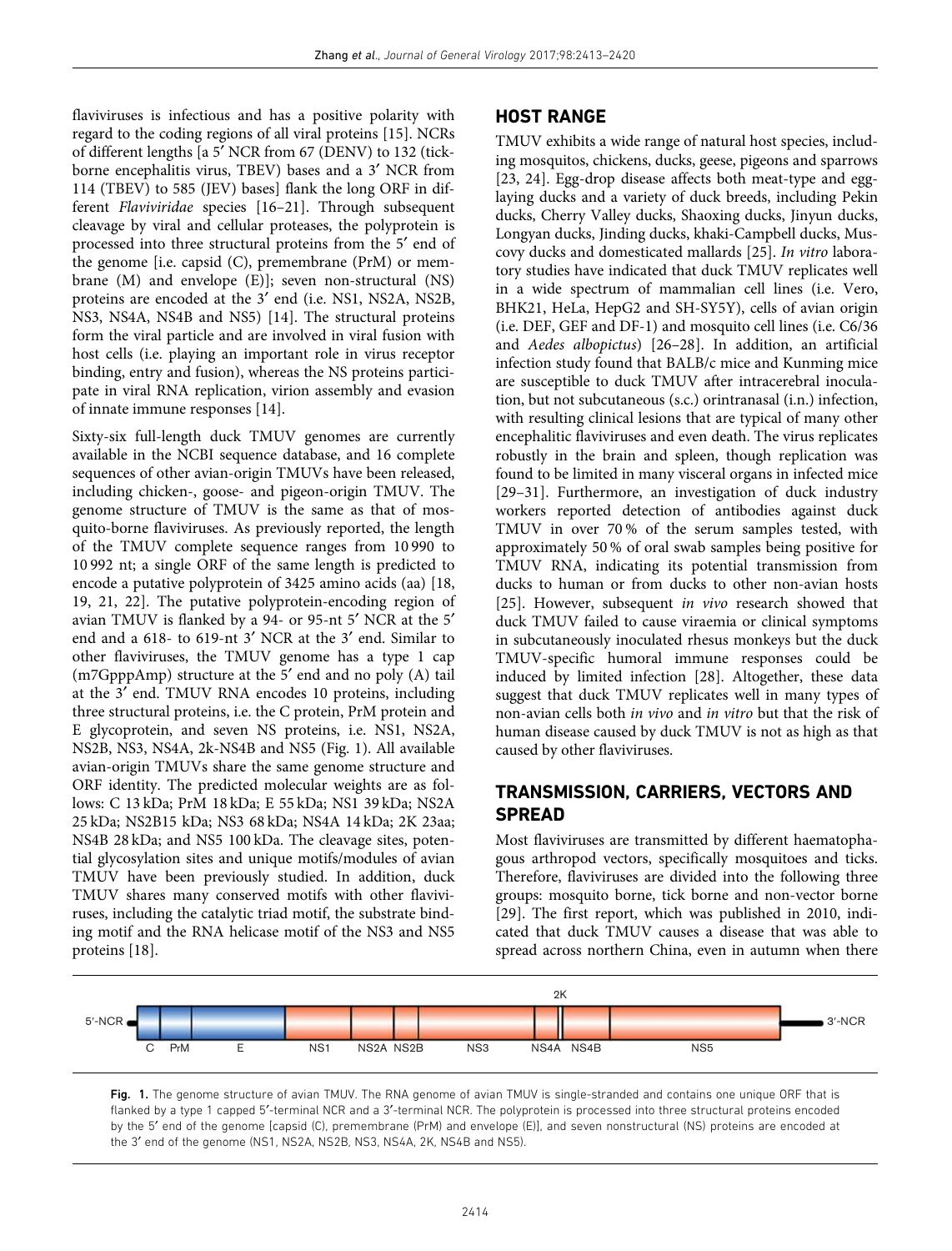flaviviruses is infectious and has a positive polarity with regard to the coding regions of all viral proteins [15]. NCRs of different lengths [a 5′ NCR from 67 (DENV) to 132 (tick-borne encephalitis virus, TBEV) bases and a 3′ NCR from 114 (TBEV) to 585 (JEV) bases] flank the long ORF in different *Flaviviridae* species [16–21]. Through subsequent cleavage by viral and cellular proteases, the polyprotein is processed into three structural proteins from the 5′ end of the genome [i.e. capsid (C), premembrane (PrM) or membrane (M) and envelope (E)]; seven non-structural (NS) proteins are encoded at the 3′ end (i.e. NS1, NS2A, NS2B, NS3, NS4A, NS4B and NS5) [14]. The structural proteins form the viral particle and are involved in viral fusion with host cells (i.e. playing an important role in virus receptor binding, entry and fusion), whereas the NS proteins participate in viral RNA replication, virion assembly and evasion of innate immune responses [14].

Sixty-six full-length duck TMUV genomes are currently available in the NCBI sequence database, and 16 complete sequences of other avian-origin TMUVs have been released, including chicken-, goose- and pigeon-origin TMUV. The genome structure of TMUV is the same as that of mosquito-borne flaviviruses. As previously reported, the length of the TMUV complete sequence ranges from 10 990 to 10 992 nt; a single ORF of the same length is predicted to encode a putative polyprotein of 3425 amino acids (aa) [18, 19, 21, 22]. The putative polyprotein-encoding region of avian TMUV is flanked by a 94- or 95-nt 5′ NCR at the 5′ end and a 618- to 619-nt 3′ NCR at the 3′ end. Similar to other flaviviruses, the TMUV genome has a type 1 cap (m7GpppAmp) structure at the 5′ end and no poly (A) tail at the 3′ end. TMUV RNA encodes 10 proteins, including three structural proteins, i.e. the C protein, PrM protein and E glycoprotein, and seven NS proteins, i.e. NS1, NS2A, NS2B, NS3, NS4A, 2k-NS4B and NS5 (Fig. 1). All available avian-origin TMUVs share the same genome structure and ORF identity. The predicted molecular weights are as follows: C 13 kDa; PrM 18 kDa; E 55 kDa; NS1 39 kDa; NS2A 25 kDa; NS2B15 kDa; NS3 68 kDa; NS4A 14 kDa; 2K 23aa; NS4B 28 kDa; and NS5 100 kDa. The cleavage sites, potential glycosylation sites and unique motifs/modules of avian TMUV have been previously studied. In addition, duck TMUV shares many conserved motifs with other flaviviruses, including the catalytic triad motif, the substrate binding motif and the RNA helicase motif of the NS3 and NS5 proteins [18].

## HOST RANGE

TMUV exhibits a wide range of natural host species, including mosquitos, chickens, ducks, geese, pigeons and sparrows [23, 24]. Egg-drop disease affects both meat-type and egg-laying ducks and a variety of duck breeds, including Pekin ducks, Cherry Valley ducks, Shaoxing ducks, Jinyun ducks, Longyan ducks, Jinding ducks, khaki-Campbell ducks, Muscovy ducks and domesticated mallards [25]. *In vitro* laboratory studies have indicated that duck TMUV replicates well in a wide spectrum of mammalian cell lines (i.e. Vero, BHK21, HeLa, HepG2 and SH-SY5Y), cells of avian origin (i.e. DEF, GEF and DF-1) and mosquito cell lines (i.e. C6/36 and *Aedes albopictus*) [26–28]. In addition, an artificial infection study found that BALB/c mice and Kunming mice are susceptible to duck TMUV after intracerebral inoculation, but not subcutaneous (s.c.) orintranasal (i.n.) infection, with resulting clinical lesions that are typical of many other encephalitic flaviviruses and even death. The virus replicates robustly in the brain and spleen, though replication was found to be limited in many visceral organs in infected mice [29–31]. Furthermore, an investigation of duck industry workers reported detection of antibodies against duck TMUV in over 70 % of the serum samples tested, with approximately 50 % of oral swab samples being positive for TMUV RNA, indicating its potential transmission from ducks to human or from ducks to other non-avian hosts [25]. However, subsequent *in vivo* research showed that duck TMUV failed to cause viraemia or clinical symptoms in subcutaneously inoculated rhesus monkeys but the duck TMUV-specific humoral immune responses could be induced by limited infection [28]. Altogether, these data suggest that duck TMUV replicates well in many types of non-avian cells both *in vivo* and *in vitro* but that the risk of human disease caused by duck TMUV is not as high as that caused by other flaviviruses.

## TRANSMISSION, CARRIERS, VECTORS AND SPREAD

Most flaviviruses are transmitted by different haematophagous arthropod vectors, specifically mosquitoes and ticks. Therefore, flaviviruses are divided into the following three groups: mosquito borne, tick borne and non-vector borne [29]. The first report, which was published in 2010, indicated that duck TMUV causes a disease that was able to spread across northern China, even in autumn when there

**Fig. 1.** The genome structure of avian TMUV. The RNA genome of avian TMUV is single-stranded and contains one unique ORF that is flanked by a type 1 capped 5′-terminal NCR and a 3′-terminal NCR. The polyprotein is processed into three structural proteins encoded by the 5′ end of the genome [capsid (C), premembrane (PrM) and envelope (E)], and seven nonstructural (NS) proteins are encoded at the 3′ end of the genome (NS1, NS2A, NS2B, NS3, NS4A, 2K, NS4B and NS5).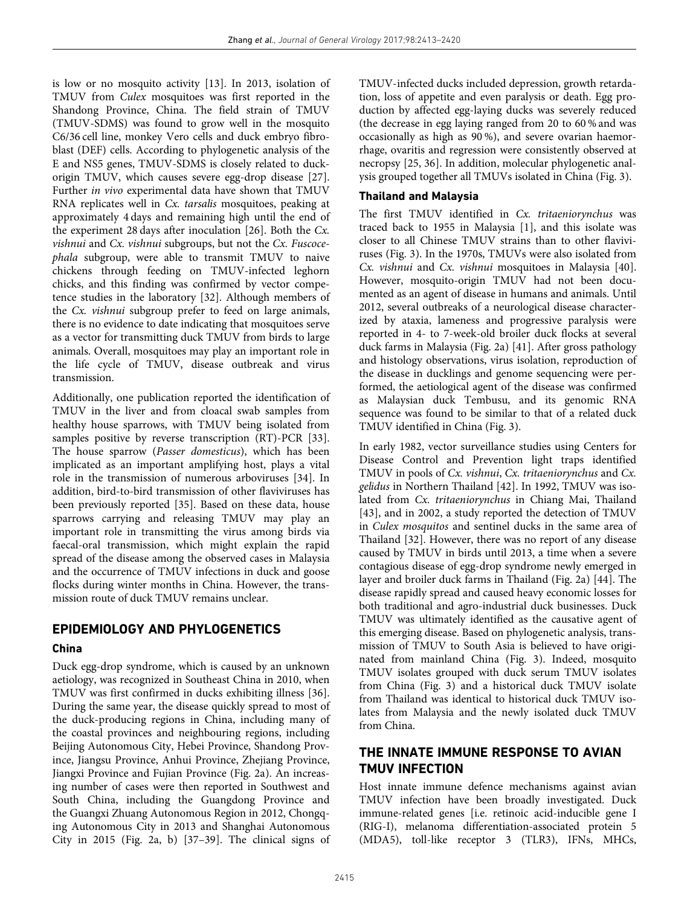is low or no mosquito activity [13]. In 2013, isolation of TMUV from *Culex* mosquitoes was first reported in the Shandong Province, China. The field strain of TMUV (TMUV-SDMS) was found to grow well in the mosquito C6/36 cell line, monkey Vero cells and duck embryo fibroblast (DEF) cells. According to phylogenetic analysis of the E and NS5 genes, TMUV-SDMS is closely related to duck-origin TMUV, which causes severe egg-drop disease [27]. Further *in vivo* experimental data have shown that TMUV RNA replicates well in *Cx. tarsalis* mosquitoes, peaking at approximately 4 days and remaining high until the end of the experiment 28 days after inoculation [26]. Both the *Cx. vishnui* and *Cx. vishnui* subgroups, but not the *Cx. Fuscocephala* subgroup, were able to transmit TMUV to naive chickens through feeding on TMUV-infected leghorn chicks, and this finding was confirmed by vector competence studies in the laboratory [32]. Although members of the *Cx. vishnui* subgroup prefer to feed on large animals, there is no evidence to date indicating that mosquitoes serve as a vector for transmitting duck TMUV from birds to large animals. Overall, mosquitoes may play an important role in the life cycle of TMUV, disease outbreak and virus transmission.

Additionally, one publication reported the identification of TMUV in the liver and from cloacal swab samples from healthy house sparrows, with TMUV being isolated from samples positive by reverse transcription (RT)-PCR [33]. The house sparrow (*Passer domesticus*), which has been implicated as an important amplifying host, plays a vital role in the transmission of numerous arboviruses [34]. In addition, bird-to-bird transmission of other flaviviruses has been previously reported [35]. Based on these data, house sparrows carrying and releasing TMUV may play an important role in transmitting the virus among birds via faecal-oral transmission, which might explain the rapid spread of the disease among the observed cases in Malaysia and the occurrence of TMUV infections in duck and goose flocks during winter months in China. However, the transmission route of duck TMUV remains unclear.

## EPIDEMIOLOGY AND PHYLOGENETICS

### China

Duck egg-drop syndrome, which is caused by an unknown aetiology, was recognized in Southeast China in 2010, when TMUV was first confirmed in ducks exhibiting illness [36]. During the same year, the disease quickly spread to most of the duck-producing regions in China, including many of the coastal provinces and neighbouring regions, including Beijing Autonomous City, Hebei Province, Shandong Province, Jiangsu Province, Anhui Province, Zhejiang Province, Jiangxi Province and Fujian Province (Fig. 2a). An increasing number of cases were then reported in Southwest and South China, including the Guangdong Province and the Guangxi Zhuang Autonomous Region in 2012, Chongqing Autonomous City in 2013 and Shanghai Autonomous City in 2015 (Fig. 2a, b) [37–39]. The clinical signs of TMUV-infected ducks included depression, growth retardation, loss of appetite and even paralysis or death. Egg production by affected egg-laying ducks was severely reduced (the decrease in egg laying ranged from 20 to 60 % and was occasionally as high as 90 %), and severe ovarian haemorrhage, ovaritis and regression were consistently observed at necropsy [25, 36]. In addition, molecular phylogenetic analysis grouped together all TMUVs isolated in China (Fig. 3).

### Thailand and Malaysia

The first TMUV identified in *Cx. tritaeniorynchus* was traced back to 1955 in Malaysia [1], and this isolate was closer to all Chinese TMUV strains than to other flaviviruses (Fig. 3). In the 1970s, TMUVs were also isolated from *Cx. vishnui* and *Cx. vishnui* mosquitoes in Malaysia [40]. However, mosquito-origin TMUV had not been documented as an agent of disease in humans and animals. Until 2012, several outbreaks of a neurological disease characterized by ataxia, lameness and progressive paralysis were reported in 4- to 7-week-old broiler duck flocks at several duck farms in Malaysia (Fig. 2a) [41]. After gross pathology and histology observations, virus isolation, reproduction of the disease in ducklings and genome sequencing were performed, the aetiological agent of the disease was confirmed as Malaysian duck Tembusu, and its genomic RNA sequence was found to be similar to that of a related duck TMUV identified in China (Fig. 3).

In early 1982, vector surveillance studies using Centers for Disease Control and Prevention light traps identified TMUV in pools of *Cx. vishnui*, *Cx. tritaeniorynchus* and *Cx. gelidus* in Northern Thailand [42]. In 1992, TMUV was isolated from *Cx. tritaeniorynchus* in Chiang Mai, Thailand [43], and in 2002, a study reported the detection of TMUV in *Culex mosquitos* and sentinel ducks in the same area of Thailand [32]. However, there was no report of any disease caused by TMUV in birds until 2013, a time when a severe contagious disease of egg-drop syndrome newly emerged in layer and broiler duck farms in Thailand (Fig. 2a) [44]. The disease rapidly spread and caused heavy economic losses for both traditional and agro-industrial duck businesses. Duck TMUV was ultimately identified as the causative agent of this emerging disease. Based on phylogenetic analysis, transmission of TMUV to South Asia is believed to have originated from mainland China (Fig. 3). Indeed, mosquito TMUV isolates grouped with duck serum TMUV isolates from China (Fig. 3) and a historical duck TMUV isolate from Thailand was identical to historical duck TMUV isolates from Malaysia and the newly isolated duck TMUV from China.

## THE INNATE IMMUNE RESPONSE TO AVIAN TMUV INFECTION

Host innate immune defence mechanisms against avian TMUV infection have been broadly investigated. Duck immune-related genes [i.e. retinoic acid-inducible gene I (RIG-I), melanoma differentiation-associated protein 5 (MDA5), toll-like receptor 3 (TLR3), IFNs, MHCs,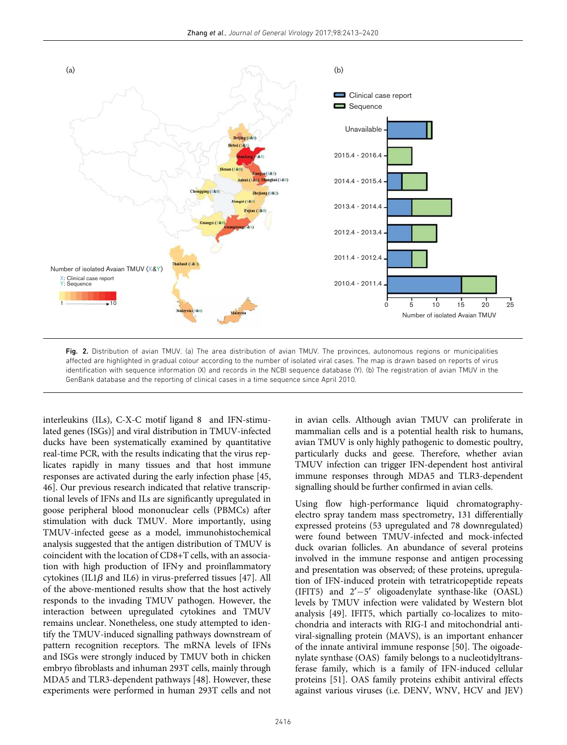**Fig. 2.** Distribution of avian TMUV. (a) The area distribution of avian TMUV. The provinces, autonomous regions or municipalities affected are highlighted in gradual colour according to the number of isolated viral cases. The map is drawn based on reports of virus identification with sequence information (X) and records in the NCBI sequence database (Y). (b) The registration of avian TMUV in the GenBank database and the reporting of clinical cases in a time sequence since April 2010.

interleukins (ILs), C-X-C motif ligand 8 and IFN-stimulated genes (ISGs)] and viral distribution in TMUV-infected ducks have been systematically examined by quantitative real-time PCR, with the results indicating that the virus replicates rapidly in many tissues and that host immune responses are activated during the early infection phase [45, 46]. Our previous research indicated that relative transcriptional levels of IFNs and ILs are significantly upregulated in goose peripheral blood mononuclear cells (PBMCs) after stimulation with duck TMUV. More importantly, using TMUV-infected geese as a model, immunohistochemical analysis suggested that the antigen distribution of TMUV is coincident with the location of CD8+T cells, with an association with high production of IFN$\gamma$ and proinflammatory cytokines (IL1$\beta$ and IL6) in virus-preferred tissues [47]. All of the above-mentioned results show that the host actively responds to the invading TMUV pathogen. However, the interaction between upregulated cytokines and TMUV remains unclear. Nonetheless, one study attempted to identify the TMUV-induced signalling pathways downstream of pattern recognition receptors. The mRNA levels of IFNs and ISGs were strongly induced by TMUV both in chicken embryo fibroblasts and inhuman 293T cells, mainly through MDA5 and TLR3-dependent pathways [48]. However, these experiments were performed in human 293T cells and not in avian cells. Although avian TMUV can proliferate in mammalian cells and is a potential health risk to humans, avian TMUV is only highly pathogenic to domestic poultry, particularly ducks and geese. Therefore, whether avian TMUV infection can trigger IFN-dependent host antiviral immune responses through MDA5 and TLR3-dependent signalling should be further confirmed in avian cells.

Using flow high-performance liquid chromatography-electro spray tandem mass spectrometry, 131 differentially expressed proteins (53 upregulated and 78 downregulated) were found between TMUV-infected and mock-infected duck ovarian follicles. An abundance of several proteins involved in the immune response and antigen processing and presentation was observed; of these proteins, upregulation of IFN-induced protein with tetratricopeptide repeats (IFIT5) and 2′−5′ oligoadenylate synthase-like (OASL) levels by TMUV infection were validated by Western blot analysis [49]. IFIT5, which partially co-localizes to mitochondria and interacts with RIG-I and mitochondrial antiviral-signalling protein (MAVS), is an important enhancer of the innate antiviral immune response [50]. The oigoadenylate synthase (OAS) family belongs to a nucleotidyltransferase family, which is a family of IFN-induced cellular proteins [51]. OAS family proteins exhibit antiviral effects against various viruses (i.e. DENV, WNV, HCV and JEV)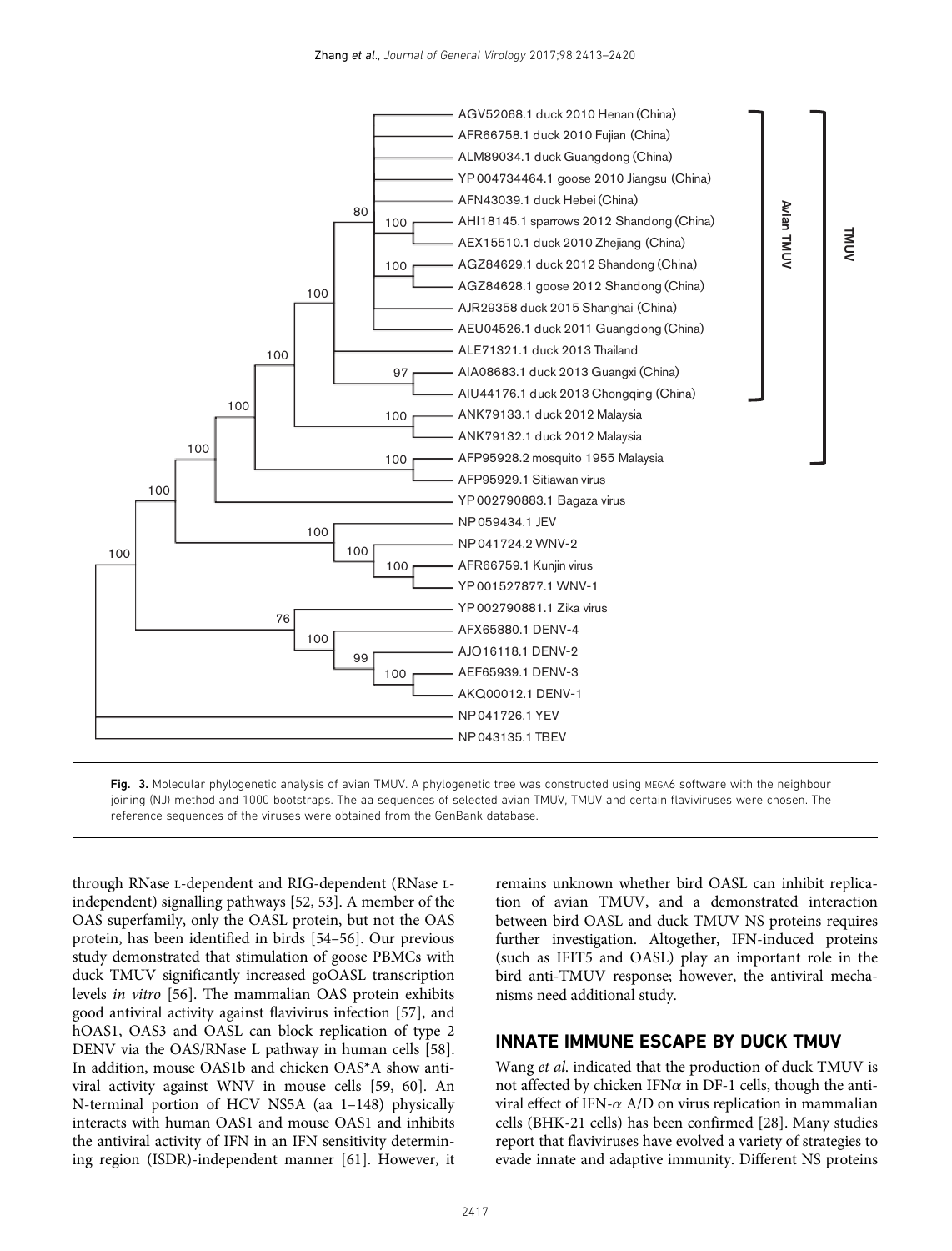**Fig. 3.** Molecular phylogenetic analysis of avian TMUV. A phylogenetic tree was constructed using MEGA6 software with the neighbour joining (NJ) method and 1000 bootstraps. The aa sequences of selected avian TMUV, TMUV and certain flaviviruses were chosen. The reference sequences of the viruses were obtained from the GenBank database.

through RNase L-dependent and RIG-dependent (RNase L-independent) signalling pathways [52, 53]. A member of the OAS superfamily, only the OASL protein, but not the OAS protein, has been identified in birds [54–56]. Our previous study demonstrated that stimulation of goose PBMCs with duck TMUV significantly increased goOASL transcription levels *in vitro* [56]. The mammalian OAS protein exhibits good antiviral activity against flavivirus infection [57], and hOAS1, OAS3 and OASL can block replication of type 2 DENV via the OAS/RNase L pathway in human cells [58]. In addition, mouse OAS1b and chicken OAS*A show antiviral activity against WNV in mouse cells [59, 60]. An N-terminal portion of HCV NS5A (aa 1–148) physically interacts with human OAS1 and mouse OAS1 and inhibits the antiviral activity of IFN in an IFN sensitivity determining region (ISDR)-independent manner [61]. However, it remains unknown whether bird OASL can inhibit replication of avian TMUV, and a demonstrated interaction between bird OASL and duck TMUV NS proteins requires further investigation. Altogether, IFN-induced proteins (such as IFIT5 and OASL) play an important role in the bird anti-TMUV response; however, the antiviral mechanisms need additional study.

## INNATE IMMUNE ESCAPE BY DUCK TMUV

Wang *et al.* indicated that the production of duck TMUV is not affected by chicken IFN$\alpha$ in DF-1 cells, though the antiviral effect of IFN-$\alpha$ A/D on virus replication in mammalian cells (BHK-21 cells) has been confirmed [28]. Many studies report that flaviviruses have evolved a variety of strategies to evade innate and adaptive immunity. Different NS proteins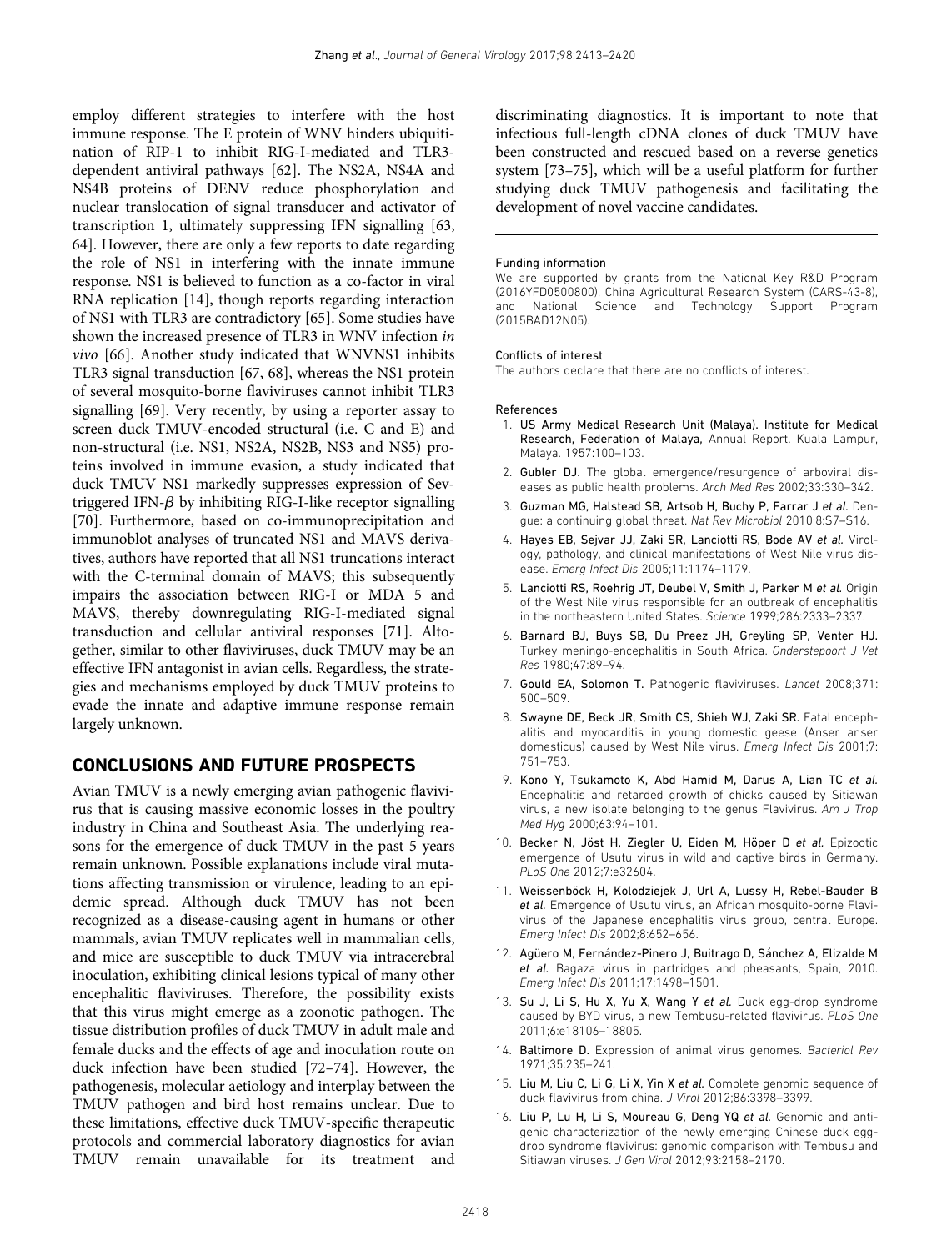employ different strategies to interfere with the host immune response. The E protein of WNV hinders ubiquitination of RIP-1 to inhibit RIG-I-mediated and TLR3-dependent antiviral pathways [62]. The NS2A, NS4A and NS4B proteins of DENV reduce phosphorylation and nuclear translocation of signal transducer and activator of transcription 1, ultimately suppressing IFN signalling [63, 64]. However, there are only a few reports to date regarding the role of NS1 in interfering with the innate immune response. NS1 is believed to function as a co-factor in viral RNA replication [14], though reports regarding interaction of NS1 with TLR3 are contradictory [65]. Some studies have shown the increased presence of TLR3 in WNV infection *in vivo* [66]. Another study indicated that WNVNS1 inhibits TLR3 signal transduction [67, 68], whereas the NS1 protein of several mosquito-borne flaviviruses cannot inhibit TLR3 signalling [69]. Very recently, by using a reporter assay to screen duck TMUV-encoded structural (i.e. C and E) and non-structural (i.e. NS1, NS2A, NS2B, NS3 and NS5) proteins involved in immune evasion, a study indicated that duck TMUV NS1 markedly suppresses expression of Sev-triggered IFN-$\beta$ by inhibiting RIG-I-like receptor signalling [70]. Furthermore, based on co-immunoprecipitation and immunoblot analyses of truncated NS1 and MAVS derivatives, authors have reported that all NS1 truncations interact with the C-terminal domain of MAVS; this subsequently impairs the association between RIG-I or MDA 5 and MAVS, thereby downregulating RIG-I-mediated signal transduction and cellular antiviral responses [71]. Altogether, similar to other flaviviruses, duck TMUV may be an effective IFN antagonist in avian cells. Regardless, the strategies and mechanisms employed by duck TMUV proteins to evade the innate and adaptive immune response remain largely unknown.

## CONCLUSIONS AND FUTURE PROSPECTS

Avian TMUV is a newly emerging avian pathogenic flavivirus that is causing massive economic losses in the poultry industry in China and Southeast Asia. The underlying reasons for the emergence of duck TMUV in the past 5 years remain unknown. Possible explanations include viral mutations affecting transmission or virulence, leading to an epidemic spread. Although duck TMUV has not been recognized as a disease-causing agent in humans or other mammals, avian TMUV replicates well in mammalian cells, and mice are susceptible to duck TMUV via intracerebral inoculation, exhibiting clinical lesions typical of many other encephalitic flaviviruses. Therefore, the possibility exists that this virus might emerge as a zoonotic pathogen. The tissue distribution profiles of duck TMUV in adult male and female ducks and the effects of age and inoculation route on duck infection have been studied [72–74]. However, the pathogenesis, molecular aetiology and interplay between the TMUV pathogen and bird host remains unclear. Due to these limitations, effective duck TMUV-specific therapeutic protocols and commercial laboratory diagnostics for avian TMUV remain unavailable for its treatment and discriminating diagnostics. It is important to note that infectious full-length cDNA clones of duck TMUV have been constructed and rescued based on a reverse genetics system [73–75], which will be a useful platform for further studying duck TMUV pathogenesis and facilitating the development of novel vaccine candidates.

#### Funding information

We are supported by grants from the National Key R&D Program (2016YFD0500800), China Agricultural Research System (CARS-43-8), and National Science and Technology Support Program (2015BAD12N05).

#### Conflicts of interest

The authors declare that there are no conflicts of interest.

#### References

1. US Army Medical Research Unit (Malaya). Institute for Medical Research, Federation of Malaya, Annual Report. Kuala Lampur, Malaya. 1957:100–103.
2. Gubler DJ. The global emergence/resurgence of arboviral diseases as public health problems. *Arch Med Res* 2002;33:330–342.
3. Guzman MG, Halstead SB, Artsob H, Buchy P, Farrar J *et al.* Dengue: a continuing global threat. *Nat Rev Microbiol* 2010;8:S7–S16.
4. Hayes EB, Sejvar JJ, Zaki SR, Lanciotti RS, Bode AV *et al.* Virology, pathology, and clinical manifestations of West Nile virus disease. *Emerg Infect Dis* 2005;11:1174–1179.
5. Lanciotti RS, Roehrig JT, Deubel V, Smith J, Parker M *et al.* Origin of the West Nile virus responsible for an outbreak of encephalitis in the northeastern United States. *Science* 1999;286:2333–2337.
6. Barnard BJ, Buys SB, Du Preez JH, Greyling SP, Venter HJ. Turkey meningo-encephalitis in South Africa. *Onderstepoort J Vet Res* 1980;47:89–94.
7. Gould EA, Solomon T. Pathogenic flaviviruses. *Lancet* 2008;371: 500–509.
8. Swayne DE, Beck JR, Smith CS, Shieh WJ, Zaki SR. Fatal encephalitis and myocarditis in young domestic geese (Anser anser domesticus) caused by West Nile virus. *Emerg Infect Dis* 2001;7: 751–753.
9. Kono Y, Tsukamoto K, Abd Hamid M, Darus A, Lian TC *et al.* Encephalitis and retarded growth of chicks caused by Sitiawan virus, a new isolate belonging to the genus Flavivirus. *Am J Trop Med Hyg* 2000;63:94–101.
10. Becker N, Jöst H, Ziegler U, Eiden M, Höper D *et al.* Epizootic emergence of Usutu virus in wild and captive birds in Germany. *PLoS One* 2012;7:e32604.
11. Weissenböck H, Kolodziejek J, Url A, Lussy H, Rebel-Bauder B *et al.* Emergence of Usutu virus, an African mosquito-borne Flavivirus of the Japanese encephalitis virus group, central Europe. *Emerg Infect Dis* 2002;8:652–656.
12. Agüero M, Fernández-Pinero J, Buitrago D, Sánchez A, Elizalde M *et al.* Bagaza virus in partridges and pheasants, Spain, 2010. *Emerg Infect Dis* 2011;17:1498–1501.
13. Su J, Li S, Hu X, Yu X, Wang Y *et al.* Duck egg-drop syndrome caused by BYD virus, a new Tembusu-related flavivirus. *PLoS One* 2011;6:e18106–18805.
14. Baltimore D. Expression of animal virus genomes. *Bacteriol Rev* 1971;35:235–241.
15. Liu M, Liu C, Li G, Li X, Yin X *et al.* Complete genomic sequence of duck flavivirus from china. *J Virol* 2012;86:3398–3399.
16. Liu P, Lu H, Li S, Moureau G, Deng YQ *et al.* Genomic and antigenic characterization of the newly emerging Chinese duck egg-drop syndrome flavivirus: genomic comparison with Tembusu and Sitiawan viruses. *J Gen Virol* 2012;93:2158–2170.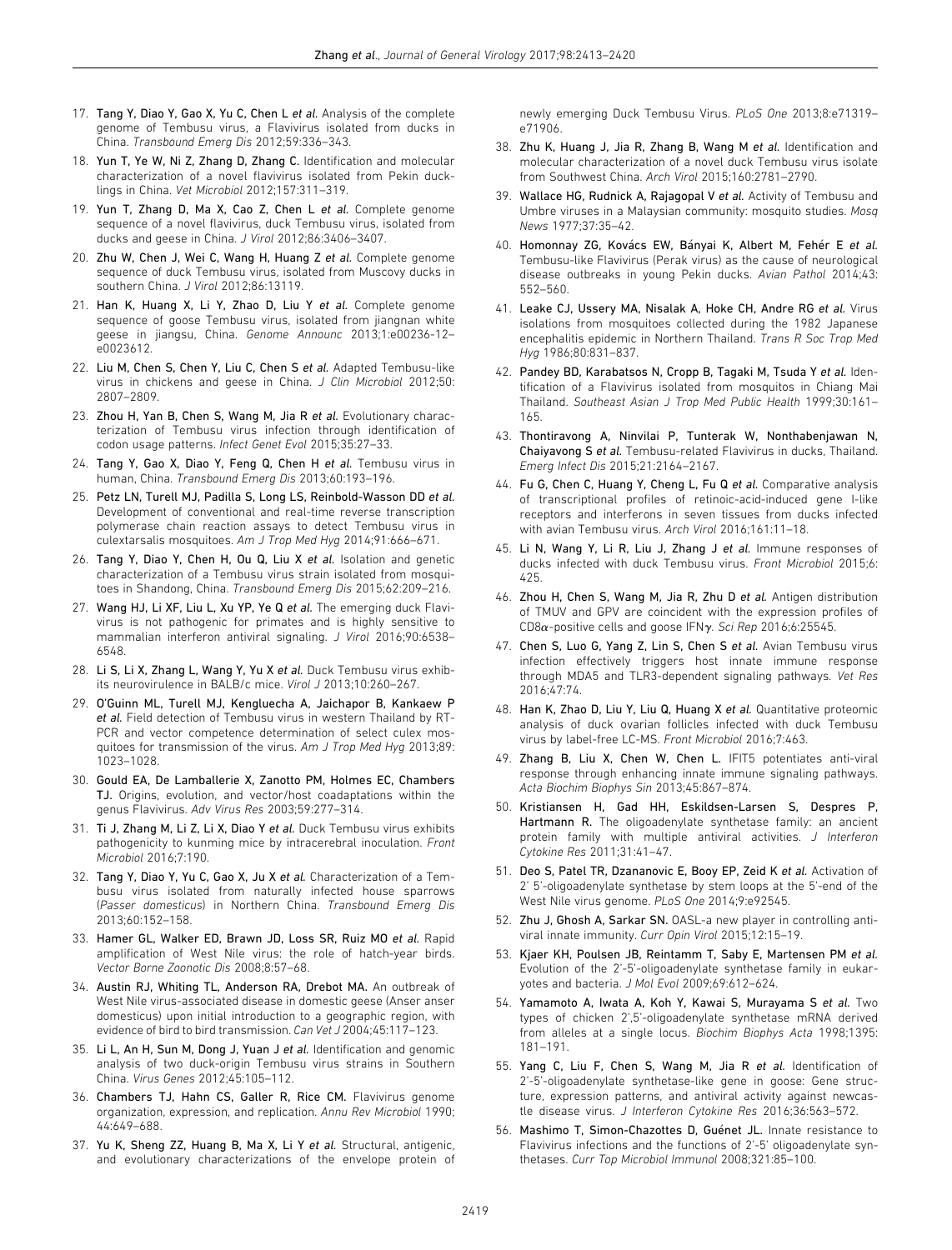17. **Tang Y, Diao Y, Gao X, Yu C, Chen L *et al.*** Analysis of the complete genome of Tembusu virus, a Flavivirus isolated from ducks in China. *Transbound Emerg Dis* 2012;59:336–343.
18. **Yun T, Ye W, Ni Z, Zhang D, Zhang C.** Identification and molecular characterization of a novel flavivirus isolated from Pekin ducklings in China. *Vet Microbiol* 2012;157:311–319.
19. **Yun T, Zhang D, Ma X, Cao Z, Chen L *et al.*** Complete genome sequence of a novel flavivirus, duck Tembusu virus, isolated from ducks and geese in China. *J Virol* 2012;86:3406–3407.
20. **Zhu W, Chen J, Wei C, Wang H, Huang Z *et al.*** Complete genome sequence of duck Tembusu virus, isolated from Muscovy ducks in southern China. *J Virol* 2012;86:13119.
21. **Han K, Huang X, Li Y, Zhao D, Liu Y *et al.*** Complete genome sequence of goose Tembusu virus, isolated from jiangnan white geese in jiangsu, China. *Genome Announc* 2013;1:e00236-12–e0023612.
22. **Liu M, Chen S, Chen Y, Liu C, Chen S *et al.*** Adapted Tembusu-like virus in chickens and geese in China. *J Clin Microbiol* 2012;50: 2807–2809.
23. **Zhou H, Yan B, Chen S, Wang M, Jia R *et al.*** Evolutionary characterization of Tembusu virus infection through identification of codon usage patterns. *Infect Genet Evol* 2015;35:27–33.
24. **Tang Y, Gao X, Diao Y, Feng Q, Chen H *et al.*** Tembusu virus in human, China. *Transbound Emerg Dis* 2013;60:193–196.
25. **Petz LN, Turell MJ, Padilla S, Long LS, Reinbold-Wasson DD *et al.*** Development of conventional and real-time reverse transcription polymerase chain reaction assays to detect Tembusu virus in culextarsalis mosquitoes. *Am J Trop Med Hyg* 2014;91:666–671.
26. **Tang Y, Diao Y, Chen H, Ou Q, Liu X *et al.*** Isolation and genetic characterization of a Tembusu virus strain isolated from mosquitoes in Shandong, China. *Transbound Emerg Dis* 2015;62:209–216.
27. **Wang HJ, Li XF, Liu L, Xu YP, Ye Q *et al.*** The emerging duck Flavivirus is not pathogenic for primates and is highly sensitive to mammalian interferon antiviral signaling. *J Virol* 2016;90:6538–6548.
28. **Li S, Li X, Zhang L, Wang Y, Yu X *et al.*** Duck Tembusu virus exhibits neurovirulence in BALB/c mice. *Virol J* 2013;10:260–267.
29. **O'Guinn ML, Turell MJ, Kengluecha A, Jaichapor B, Kankaew P *et al.*** Field detection of Tembusu virus in western Thailand by RT-PCR and vector competence determination of select culex mosquitoes for transmission of the virus. *Am J Trop Med Hyg* 2013;89: 1023–1028.
30. **Gould EA, De Lamballerie X, Zanotto PM, Holmes EC, Chambers TJ.** Origins, evolution, and vector/host coadaptations within the genus Flavivirus. *Adv Virus Res* 2003;59:277–314.
31. **Ti J, Zhang M, Li Z, Li X, Diao Y *et al.*** Duck Tembusu virus exhibits pathogenicity to kunming mice by intracerebral inoculation. *Front Microbiol* 2016;7:190.
32. **Tang Y, Diao Y, Yu C, Gao X, Ju X *et al.*** Characterization of a Tembusu virus isolated from naturally infected house sparrows (*Passer domesticus*) in Northern China. *Transbound Emerg Dis* 2013;60:152–158.
33. **Hamer GL, Walker ED, Brawn JD, Loss SR, Ruiz MO *et al.*** Rapid amplification of West Nile virus: the role of hatch-year birds. *Vector Borne Zoonotic Dis* 2008;8:57–68.
34. **Austin RJ, Whiting TL, Anderson RA, Drebot MA.** An outbreak of West Nile virus-associated disease in domestic geese (Anser anser domesticus) upon initial introduction to a geographic region, with evidence of bird to bird transmission. *Can Vet J* 2004;45:117–123.
35. **Li L, An H, Sun M, Dong J, Yuan J *et al.*** Identification and genomic analysis of two duck-origin Tembusu virus strains in Southern China. *Virus Genes* 2012;45:105–112.
36. **Chambers TJ, Hahn CS, Galler R, Rice CM.** Flavivirus genome organization, expression, and replication. *Annu Rev Microbiol* 1990; 44:649–688.
37. **Yu K, Sheng ZZ, Huang B, Ma X, Li Y *et al.*** Structural, antigenic, and evolutionary characterizations of the envelope protein of newly emerging Duck Tembusu Virus. *PLoS One* 2013;8:e71319–e71906.
38. **Zhu K, Huang J, Jia R, Zhang B, Wang M *et al.*** Identification and molecular characterization of a novel duck Tembusu virus isolate from Southwest China. *Arch Virol* 2015;160:2781–2790.
39. **Wallace HG, Rudnick A, Rajagopal V *et al.*** Activity of Tembusu and Umbre viruses in a Malaysian community: mosquito studies. *Mosq News* 1977;37:35–42.
40. **Homonnay ZG, Kovács EW, Bányai K, Albert M, Fehér E *et al.*** Tembusu-like Flavivirus (Perak virus) as the cause of neurological disease outbreaks in young Pekin ducks. *Avian Pathol* 2014;43: 552–560.
41. **Leake CJ, Ussery MA, Nisalak A, Hoke CH, Andre RG *et al.*** Virus isolations from mosquitoes collected during the 1982 Japanese encephalitis epidemic in Northern Thailand. *Trans R Soc Trop Med Hyg* 1986;80:831–837.
42. **Pandey BD, Karabatsos N, Cropp B, Tagaki M, Tsuda Y *et al.*** Identification of a Flavivirus isolated from mosquitos in Chiang Mai Thailand. *Southeast Asian J Trop Med Public Health* 1999;30:161–165.
43. **Thontiravong A, Ninvilai P, Tunterak W, Nonthabenjawan N, Chaiyavong S *et al.*** Tembusu-related Flavivirus in ducks, Thailand. *Emerg Infect Dis* 2015;21:2164–2167.
44. **Fu G, Chen C, Huang Y, Cheng L, Fu Q *et al.*** Comparative analysis of transcriptional profiles of retinoic-acid-induced gene I-like receptors and interferons in seven tissues from ducks infected with avian Tembusu virus. *Arch Virol* 2016;161:11–18.
45. **Li N, Wang Y, Li R, Liu J, Zhang J *et al.*** Immune responses of ducks infected with duck Tembusu virus. *Front Microbiol* 2015;6: 425.
46. **Zhou H, Chen S, Wang M, Jia R, Zhu D *et al.*** Antigen distribution of TMUV and GPV are coincident with the expression profiles of CD8$\alpha$-positive cells and goose IFN$\gamma$. *Sci Rep* 2016;6:25545.
47. **Chen S, Luo G, Yang Z, Lin S, Chen S *et al.*** Avian Tembusu virus infection effectively triggers host innate immune response through MDA5 and TLR3-dependent signaling pathways. *Vet Res* 2016;47:74.
48. **Han K, Zhao D, Liu Y, Liu Q, Huang X *et al.*** Quantitative proteomic analysis of duck ovarian follicles infected with duck Tembusu virus by label-free LC-MS. *Front Microbiol* 2016;7:463.
49. **Zhang B, Liu X, Chen W, Chen L.** IFIT5 potentiates anti-viral response through enhancing innate immune signaling pathways. *Acta Biochim Biophys Sin* 2013;45:867–874.
50. **Kristiansen H, Gad HH, Eskildsen-Larsen S, Despres P, Hartmann R.** The oligoadenylate synthetase family: an ancient protein family with multiple antiviral activities. *J Interferon Cytokine Res* 2011;31:41–47.
51. **Deo S, Patel TR, Dzananovic E, Booy EP, Zeid K *et al.*** Activation of 2' 5'-oligoadenylate synthetase by stem loops at the 5'-end of the West Nile virus genome. *PLoS One* 2014;9:e92545.
52. **Zhu J, Ghosh A, Sarkar SN.** OASL-a new player in controlling antiviral innate immunity. *Curr Opin Virol* 2015;12:15–19.
53. **Kjaer KH, Poulsen JB, Reintamm T, Saby E, Martensen PM *et al.*** Evolution of the 2'-5'-oligoadenylate synthetase family in eukaryotes and bacteria. *J Mol Evol* 2009;69:612–624.
54. **Yamamoto A, Iwata A, Koh Y, Kawai S, Murayama S *et al.*** Two types of chicken 2',5'-oligoadenylate synthetase mRNA derived from alleles at a single locus. *Biochim Biophys Acta* 1998;1395: 181–191.
55. **Yang C, Liu F, Chen S, Wang M, Jia R *et al.*** Identification of 2'-5'-oligoadenylate synthetase-like gene in goose: Gene structure, expression patterns, and antiviral activity against newcastle disease virus. *J Interferon Cytokine Res* 2016;36:563–572.
56. **Mashimo T, Simon-Chazottes D, Guénet JL.** Innate resistance to Flavivirus infections and the functions of 2'-5' oligoadenylate synthetases. *Curr Top Microbiol Immunol* 2008;321:85–100.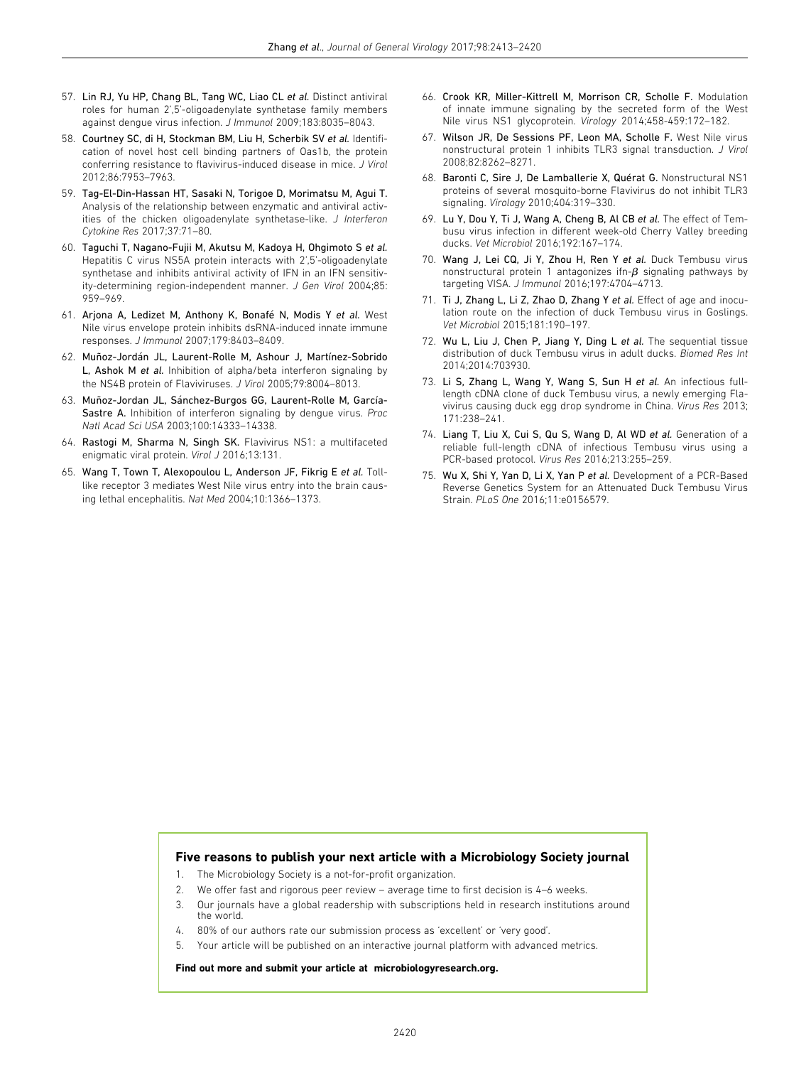57. Lin RJ, Yu HP, Chang BL, Tang WC, Liao CL *et al.* Distinct antiviral roles for human 2',5'-oligoadenylate synthetase family members against dengue virus infection. *J Immunol* 2009;183:8035–8043.
58. Courtney SC, di H, Stockman BM, Liu H, Scherbik SV *et al.* Identification of novel host cell binding partners of Oas1b, the protein conferring resistance to flavivirus-induced disease in mice. *J Virol* 2012;86:7953–7963.
59. Tag-El-Din-Hassan HT, Sasaki N, Torigoe D, Morimatsu M, Agui T. Analysis of the relationship between enzymatic and antiviral activities of the chicken oligoadenylate synthetase-like. *J Interferon Cytokine Res* 2017;37:71–80.
60. Taguchi T, Nagano-Fujii M, Akutsu M, Kadoya H, Ohgimoto S *et al.* Hepatitis C virus NS5A protein interacts with 2',5'-oligoadenylate synthetase and inhibits antiviral activity of IFN in an IFN sensitivity-determining region-independent manner. *J Gen Virol* 2004;85: 959–969.
61. Arjona A, Ledizet M, Anthony K, Bonafé N, Modis Y *et al.* West Nile virus envelope protein inhibits dsRNA-induced innate immune responses. *J Immunol* 2007;179:8403–8409.
62. Muñoz-Jordán JL, Laurent-Rolle M, Ashour J, Martínez-Sobrido L, Ashok M *et al.* Inhibition of alpha/beta interferon signaling by the NS4B protein of Flaviviruses. *J Virol* 2005;79:8004–8013.
63. Muñoz-Jordan JL, Sánchez-Burgos GG, Laurent-Rolle M, García-Sastre A. Inhibition of interferon signaling by dengue virus. *Proc Natl Acad Sci USA* 2003;100:14333–14338.
64. Rastogi M, Sharma N, Singh SK. Flavivirus NS1: a multifaceted enigmatic viral protein. *Virol J* 2016;13:131.
65. Wang T, Town T, Alexopoulou L, Anderson JF, Fikrig E *et al.* Toll-like receptor 3 mediates West Nile virus entry into the brain causing lethal encephalitis. *Nat Med* 2004;10:1366–1373.
66. Crook KR, Miller-Kittrell M, Morrison CR, Scholle F. Modulation of innate immune signaling by the secreted form of the West Nile virus NS1 glycoprotein. *Virology* 2014;458-459:172–182.
67. Wilson JR, De Sessions PF, Leon MA, Scholle F. West Nile virus nonstructural protein 1 inhibits TLR3 signal transduction. *J Virol* 2008;82:8262–8271.
68. Baronti C, Sire J, De Lamballerie X, Quérat G. Nonstructural NS1 proteins of several mosquito-borne Flavivirus do not inhibit TLR3 signaling. *Virology* 2010;404:319–330.
69. Lu Y, Dou Y, Ti J, Wang A, Cheng B, Al CB *et al.* The effect of Tembusu virus infection in different week-old Cherry Valley breeding ducks. *Vet Microbiol* 2016;192:167–174.
70. Wang J, Lei CQ, Ji Y, Zhou H, Ren Y *et al.* Duck Tembusu virus nonstructural protein 1 antagonizes ifn-$\beta$ signaling pathways by targeting VISA. *J Immunol* 2016;197:4704–4713.
71. Ti J, Zhang L, Li Z, Zhao D, Zhang Y *et al.* Effect of age and inoculation route on the infection of duck Tembusu virus in Goslings. *Vet Microbiol* 2015;181:190–197.
72. Wu L, Liu J, Chen P, Jiang Y, Ding L *et al.* The sequential tissue distribution of duck Tembusu virus in adult ducks. *Biomed Res Int* 2014;2014:703930.
73. Li S, Zhang L, Wang Y, Wang S, Sun H *et al.* An infectious full-length cDNA clone of duck Tembusu virus, a newly emerging Flavivirus causing duck egg drop syndrome in China. *Virus Res* 2013; 171:238–241.
74. Liang T, Liu X, Cui S, Qu S, Wang D, Al WD *et al.* Generation of a reliable full-length cDNA of infectious Tembusu virus using a PCR-based protocol. *Virus Res* 2016;213:255–259.
75. Wu X, Shi Y, Yan D, Li X, Yan P *et al.* Development of a PCR-Based Reverse Genetics System for an Attenuated Duck Tembusu Virus Strain. *PLoS One* 2016;11:e0156579.

**Five reasons to publish your next article with a Microbiology Society journal**

1. The Microbiology Society is a not-for-profit organization.
2. We offer fast and rigorous peer review – average time to first decision is 4–6 weeks.
3. Our journals have a global readership with subscriptions held in research institutions around the world.
4. 80% of our authors rate our submission process as 'excellent' or 'very good'.
5. Your article will be published on an interactive journal platform with advanced metrics.

**Find out more and submit your article at microbiologyresearch.org.**